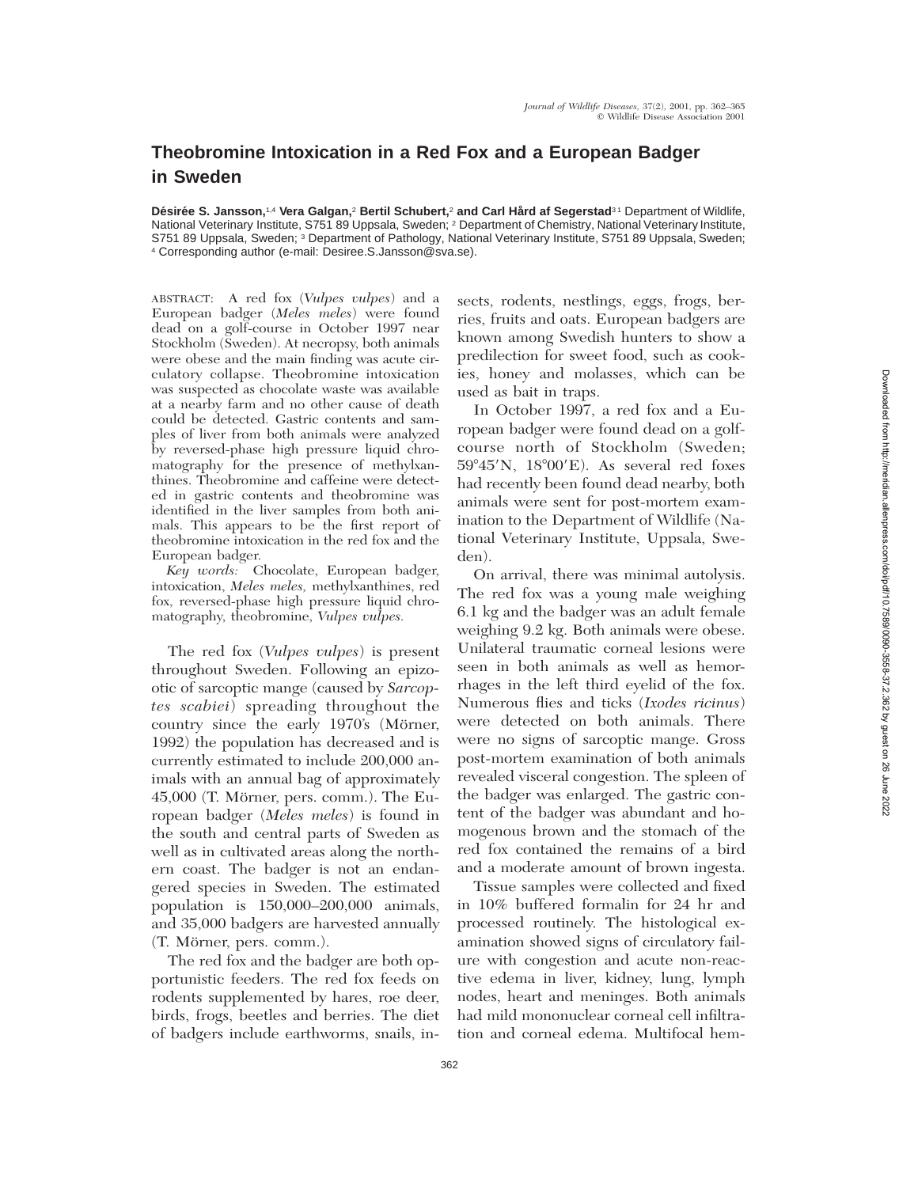# Theobromine Intoxication in a Red Fox and a European Badger in Sweden

**Désirée S. Jansson,**[1,4] **Vera Galgan,**[2] **Bertil Schubert,**[2] **and Carl Hård af Segerstad**[3] [1] Department of Wildlife, National Veterinary Institute, S751 89 Uppsala, Sweden; [2] Department of Chemistry, National Veterinary Institute, S751 89 Uppsala, Sweden; [3] Department of Pathology, National Veterinary Institute, S751 89 Uppsala, Sweden; [4] Corresponding author (e-mail: Desiree.S.Jansson@sva.se).

ABSTRACT: A red fox (*Vulpes vulpes*) and a European badger (*Meles meles*) were found dead on a golf-course in October 1997 near Stockholm (Sweden). At necropsy, both animals were obese and the main finding was acute circulatory collapse. Theobromine intoxication was suspected as chocolate waste was available at a nearby farm and no other cause of death could be detected. Gastric contents and samples of liver from both animals were analyzed by reversed-phase high pressure liquid chromatography for the presence of methylxanthines. Theobromine and caffeine were detected in gastric contents and theobromine was identified in the liver samples from both animals. This appears to be the first report of theobromine intoxication in the red fox and the European badger.

*Key words:* Chocolate, European badger, intoxication, *Meles meles,* methylxanthines, red fox, reversed-phase high pressure liquid chromatography, theobromine, *Vulpes vulpes.*

The red fox (*Vulpes vulpes*) is present throughout Sweden. Following an epizootic of sarcoptic mange (caused by *Sarcoptes scabiei*) spreading throughout the country since the early 1970's (Mörner, 1992) the population has decreased and is currently estimated to include 200,000 animals with an annual bag of approximately 45,000 (T. Mörner, pers. comm.). The European badger (*Meles meles*) is found in the south and central parts of Sweden as well as in cultivated areas along the northern coast. The badger is not an endangered species in Sweden. The estimated population is 150,000–200,000 animals, and 35,000 badgers are harvested annually (T. Mörner, pers. comm.).

The red fox and the badger are both opportunistic feeders. The red fox feeds on rodents supplemented by hares, roe deer, birds, frogs, beetles and berries. The diet of badgers include earthworms, snails, insects, rodents, nestlings, eggs, frogs, berries, fruits and oats. European badgers are known among Swedish hunters to show a predilection for sweet food, such as cookies, honey and molasses, which can be used as bait in traps.

In October 1997, a red fox and a European badger were found dead on a golf-course north of Stockholm (Sweden; 59°45′N, 18°00′E). As several red foxes had recently been found dead nearby, both animals were sent for post-mortem examination to the Department of Wildlife (National Veterinary Institute, Uppsala, Sweden).

On arrival, there was minimal autolysis. The red fox was a young male weighing 6.1 kg and the badger was an adult female weighing 9.2 kg. Both animals were obese. Unilateral traumatic corneal lesions were seen in both animals as well as hemorrhages in the left third eyelid of the fox. Numerous flies and ticks (*Ixodes ricinus*) were detected on both animals. There were no signs of sarcoptic mange. Gross post-mortem examination of both animals revealed visceral congestion. The spleen of the badger was enlarged. The gastric content of the badger was abundant and homogenous brown and the stomach of the red fox contained the remains of a bird and a moderate amount of brown ingesta.

Tissue samples were collected and fixed in 10% buffered formalin for 24 hr and processed routinely. The histological examination showed signs of circulatory failure with congestion and acute non-reactive edema in liver, kidney, lung, lymph nodes, heart and meninges. Both animals had mild mononuclear corneal cell infiltration and corneal edema. Multifocal hem-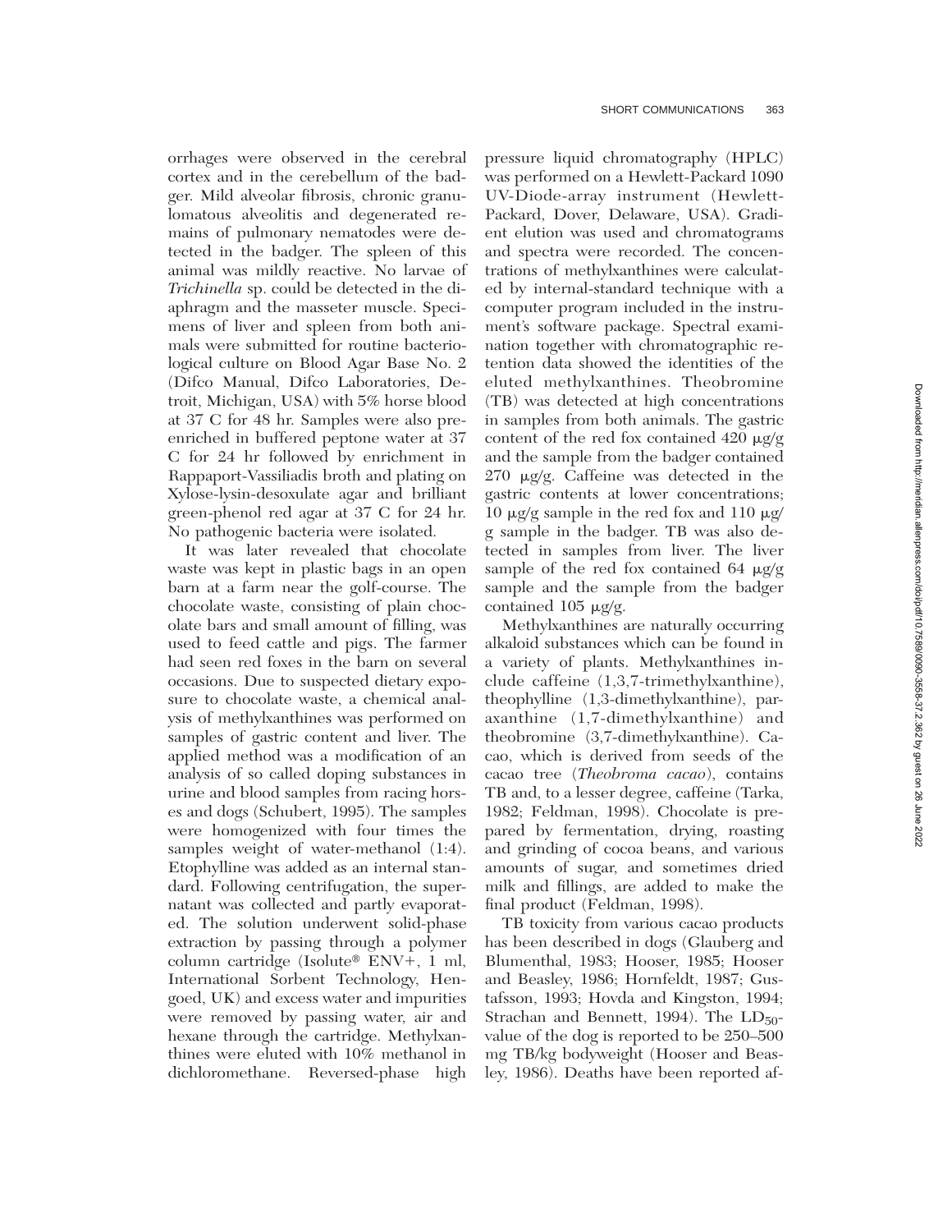orrhages were observed in the cerebral cortex and in the cerebellum of the badger. Mild alveolar fibrosis, chronic granulomatous alveolitis and degenerated remains of pulmonary nematodes were detected in the badger. The spleen of this animal was mildly reactive. No larvae of *Trichinella* sp. could be detected in the diaphragm and the masseter muscle. Specimens of liver and spleen from both animals were submitted for routine bacteriological culture on Blood Agar Base No. 2 (Difco Manual, Difco Laboratories, Detroit, Michigan, USA) with 5% horse blood at 37 C for 48 hr. Samples were also preenriched in buffered peptone water at 37 C for 24 hr followed by enrichment in Rappaport-Vassiliadis broth and plating on Xylose-lysin-desoxulate agar and brilliant green-phenol red agar at 37 C for 24 hr. No pathogenic bacteria were isolated.

It was later revealed that chocolate waste was kept in plastic bags in an open barn at a farm near the golf-course. The chocolate waste, consisting of plain chocolate bars and small amount of filling, was used to feed cattle and pigs. The farmer had seen red foxes in the barn on several occasions. Due to suspected dietary exposure to chocolate waste, a chemical analysis of methylxanthines was performed on samples of gastric content and liver. The applied method was a modification of an analysis of so called doping substances in urine and blood samples from racing horses and dogs (Schubert, 1995). The samples were homogenized with four times the samples weight of water-methanol (1:4). Etophylline was added as an internal standard. Following centrifugation, the supernatant was collected and partly evaporated. The solution underwent solid-phase extraction by passing through a polymer column cartridge (Isolute® ENV+, 1 ml, International Sorbent Technology, Hengoed, UK) and excess water and impurities were removed by passing water, air and hexane through the cartridge. Methylxanthines were eluted with 10% methanol in dichloromethane. Reversed-phase high pressure liquid chromatography (HPLC) was performed on a Hewlett-Packard 1090 UV-Diode-array instrument (Hewlett-Packard, Dover, Delaware, USA). Gradient elution was used and chromatograms and spectra were recorded. The concentrations of methylxanthines were calculated by internal-standard technique with a computer program included in the instrument's software package. Spectral examination together with chromatographic retention data showed the identities of the eluted methylxanthines. Theobromine (TB) was detected at high concentrations in samples from both animals. The gastric content of the red fox contained 420 μg/g and the sample from the badger contained 270 μg/g. Caffeine was detected in the gastric contents at lower concentrations; 10 μg/g sample in the red fox and 110 μg/g sample in the badger. TB was also detected in samples from liver. The liver sample of the red fox contained 64 μg/g sample and the sample from the badger contained 105 μg/g.

Methylxanthines are naturally occurring alkaloid substances which can be found in a variety of plants. Methylxanthines include caffeine (1,3,7-trimethylxanthine), theophylline (1,3-dimethylxanthine), paraxanthine (1,7-dimethylxanthine) and theobromine (3,7-dimethylxanthine). Cacao, which is derived from seeds of the cacao tree (*Theobroma cacao*), contains TB and, to a lesser degree, caffeine (Tarka, 1982; Feldman, 1998). Chocolate is prepared by fermentation, drying, roasting and grinding of cocoa beans, and various amounts of sugar, and sometimes dried milk and fillings, are added to make the final product (Feldman, 1998).

TB toxicity from various cacao products has been described in dogs (Glauberg and Blumenthal, 1983; Hooser, 1985; Hooser and Beasley, 1986; Hornfeldt, 1987; Gustafsson, 1993; Hovda and Kingston, 1994; Strachan and Bennett, 1994). The $LD_{50}$-value of the dog is reported to be 250–500 mg TB/kg bodyweight (Hooser and Beasley, 1986). Deaths have been reported af-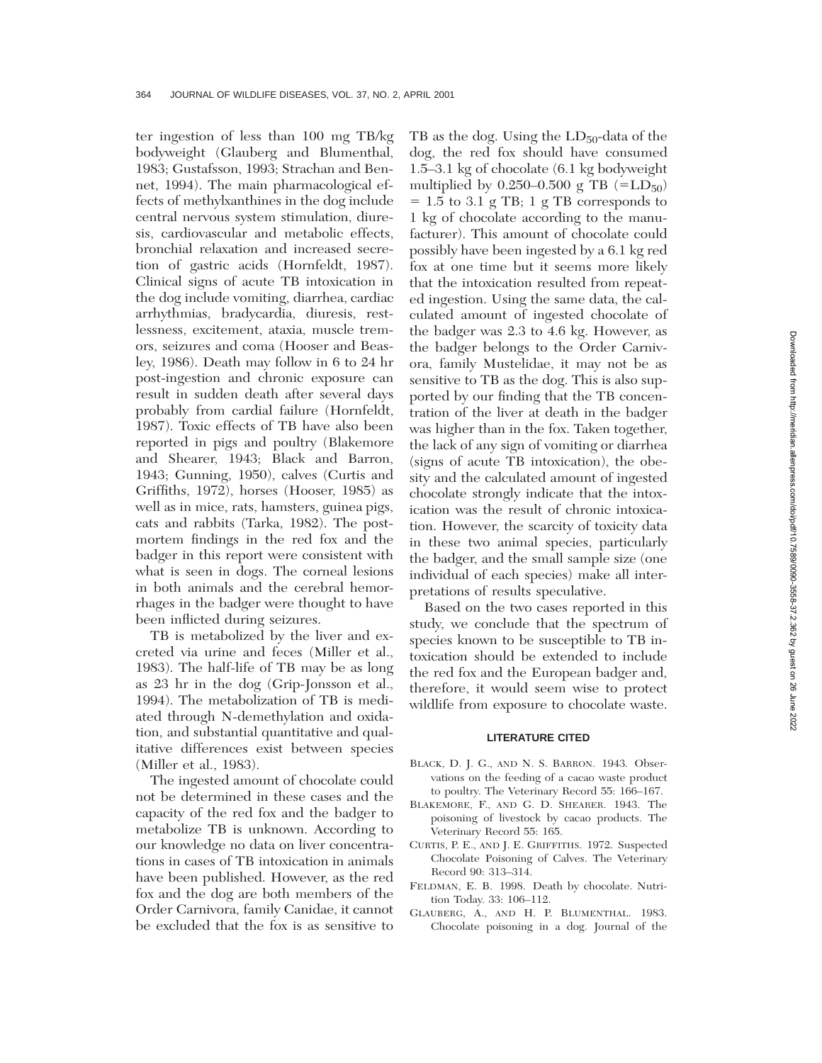ter ingestion of less than 100 mg TB/kg bodyweight (Glauberg and Blumenthal, 1983; Gustafsson, 1993; Strachan and Bennet, 1994). The main pharmacological effects of methylxanthines in the dog include central nervous system stimulation, diuresis, cardiovascular and metabolic effects, bronchial relaxation and increased secretion of gastric acids (Hornfeldt, 1987). Clinical signs of acute TB intoxication in the dog include vomiting, diarrhea, cardiac arrhythmias, bradycardia, diuresis, restlessness, excitement, ataxia, muscle tremors, seizures and coma (Hooser and Beasley, 1986). Death may follow in 6 to 24 hr post-ingestion and chronic exposure can result in sudden death after several days probably from cardial failure (Hornfeldt, 1987). Toxic effects of TB have also been reported in pigs and poultry (Blakemore and Shearer, 1943; Black and Barron, 1943; Gunning, 1950), calves (Curtis and Griffiths, 1972), horses (Hooser, 1985) as well as in mice, rats, hamsters, guinea pigs, cats and rabbits (Tarka, 1982). The postmortem findings in the red fox and the badger in this report were consistent with what is seen in dogs. The corneal lesions in both animals and the cerebral hemorrhages in the badger were thought to have been inflicted during seizures.

TB is metabolized by the liver and excreted via urine and feces (Miller et al., 1983). The half-life of TB may be as long as 23 hr in the dog (Grip-Jonsson et al., 1994). The metabolization of TB is mediated through N-demethylation and oxidation, and substantial quantitative and qualitative differences exist between species (Miller et al., 1983).

The ingested amount of chocolate could not be determined in these cases and the capacity of the red fox and the badger to metabolize TB is unknown. According to our knowledge no data on liver concentrations in cases of TB intoxication in animals have been published. However, as the red fox and the dog are both members of the Order Carnivora, family Canidae, it cannot be excluded that the fox is as sensitive to TB as the dog. Using the $LD_{50}$-data of the dog, the red fox should have consumed 1.5–3.1 kg of chocolate (6.1 kg bodyweight multiplied by 0.250–0.500 g TB ($=LD_{50}$) $=$ 1.5 to 3.1 g TB; 1 g TB corresponds to 1 kg of chocolate according to the manufacturer). This amount of chocolate could possibly have been ingested by a 6.1 kg red fox at one time but it seems more likely that the intoxication resulted from repeated ingestion. Using the same data, the calculated amount of ingested chocolate of the badger was 2.3 to 4.6 kg. However, as the badger belongs to the Order Carnivora, family Mustelidae, it may not be as sensitive to TB as the dog. This is also supported by our finding that the TB concentration of the liver at death in the badger was higher than in the fox. Taken together, the lack of any sign of vomiting or diarrhea (signs of acute TB intoxication), the obesity and the calculated amount of ingested chocolate strongly indicate that the intoxication was the result of chronic intoxication. However, the scarcity of toxicity data in these two animal species, particularly the badger, and the small sample size (one individual of each species) make all interpretations of results speculative.

Based on the two cases reported in this study, we conclude that the spectrum of species known to be susceptible to TB intoxication should be extended to include the red fox and the European badger and, therefore, it would seem wise to protect wildlife from exposure to chocolate waste.

## LITERATURE CITED

BLACK, D. J. G., AND N. S. BARRON. 1943. Observations on the feeding of a cacao waste product to poultry. The Veterinary Record 55: 166–167.

BLAKEMORE, F., AND G. D. SHEARER. 1943. The poisoning of livestock by cacao products. The Veterinary Record 55: 165.

CURTIS, P. E., AND J. E. GRIFFITHS. 1972. Suspected Chocolate Poisoning of Calves. The Veterinary Record 90: 313–314.

FELDMAN, E. B. 1998. Death by chocolate. Nutrition Today. 33: 106–112.

GLAUBERG, A., AND H. P. BLUMENTHAL. 1983. Chocolate poisoning in a dog. Journal of the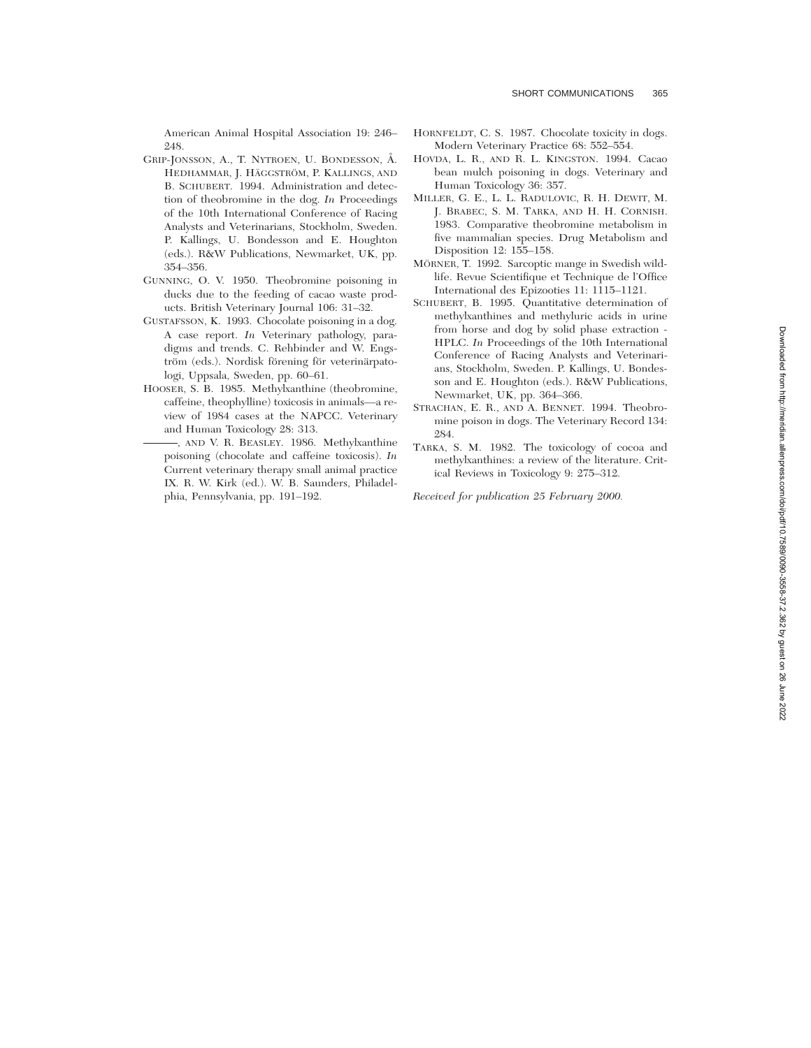American Animal Hospital Association 19: 246–248.

GRIP-JONSSON, A., T. NYTROEN, U. BONDESSON, Å. HEDHAMMAR, J. HÄGGSTRÖM, P. KALLINGS, AND B. SCHUBERT. 1994. Administration and detection of theobromine in the dog. *In* Proceedings of the 10th International Conference of Racing Analysts and Veterinarians, Stockholm, Sweden. P. Kallings, U. Bondesson and E. Houghton (eds.). R&W Publications, Newmarket, UK, pp. 354–356.

GUNNING, O. V. 1950. Theobromine poisoning in ducks due to the feeding of cacao waste products. British Veterinary Journal 106: 31–32.

GUSTAFSSON, K. 1993. Chocolate poisoning in a dog. A case report. *In* Veterinary pathology, paradigms and trends. C. Rehbinder and W. Engström (eds.). Nordisk förening för veterinärpatologi, Uppsala, Sweden, pp. 60–61.

HOOSER, S. B. 1985. Methylxanthine (theobromine, caffeine, theophylline) toxicosis in animals—a review of 1984 cases at the NAPCC. Veterinary and Human Toxicology 28: 313.

———, AND V. R. BEASLEY. 1986. Methylxanthine poisoning (chocolate and caffeine toxicosis). *In* Current veterinary therapy small animal practice IX. R. W. Kirk (ed.). W. B. Saunders, Philadelphia, Pennsylvania, pp. 191–192.

HORNFELDT, C. S. 1987. Chocolate toxicity in dogs. Modern Veterinary Practice 68: 552–554.

HOVDA, L. R., AND R. L. KINGSTON. 1994. Cacao bean mulch poisoning in dogs. Veterinary and Human Toxicology 36: 357.

MILLER, G. E., L. L. RADULOVIC, R. H. DEWIT, M. J. BRABEC, S. M. TARKA, AND H. H. CORNISH. 1983. Comparative theobromine metabolism in five mammalian species. Drug Metabolism and Disposition 12: 155–158.

MÖRNER, T. 1992. Sarcoptic mange in Swedish wildlife. Revue Scientifique et Technique de l'Office International des Epizooties 11: 1115–1121.

SCHUBERT, B. 1995. Quantitative determination of methylxanthines and methyluric acids in urine from horse and dog by solid phase extraction - HPLC. *In* Proceedings of the 10th International Conference of Racing Analysts and Veterinarians, Stockholm, Sweden. P. Kallings, U. Bondesson and E. Houghton (eds.). R&W Publications, Newmarket, UK, pp. 364–366.

STRACHAN, E. R., AND A. BENNET. 1994. Theobromine poison in dogs. The Veterinary Record 134: 284.

TARKA, S. M. 1982. The toxicology of cocoa and methylxanthines: a review of the literature. Critical Reviews in Toxicology 9: 275–312.

*Received for publication 25 February 2000.*